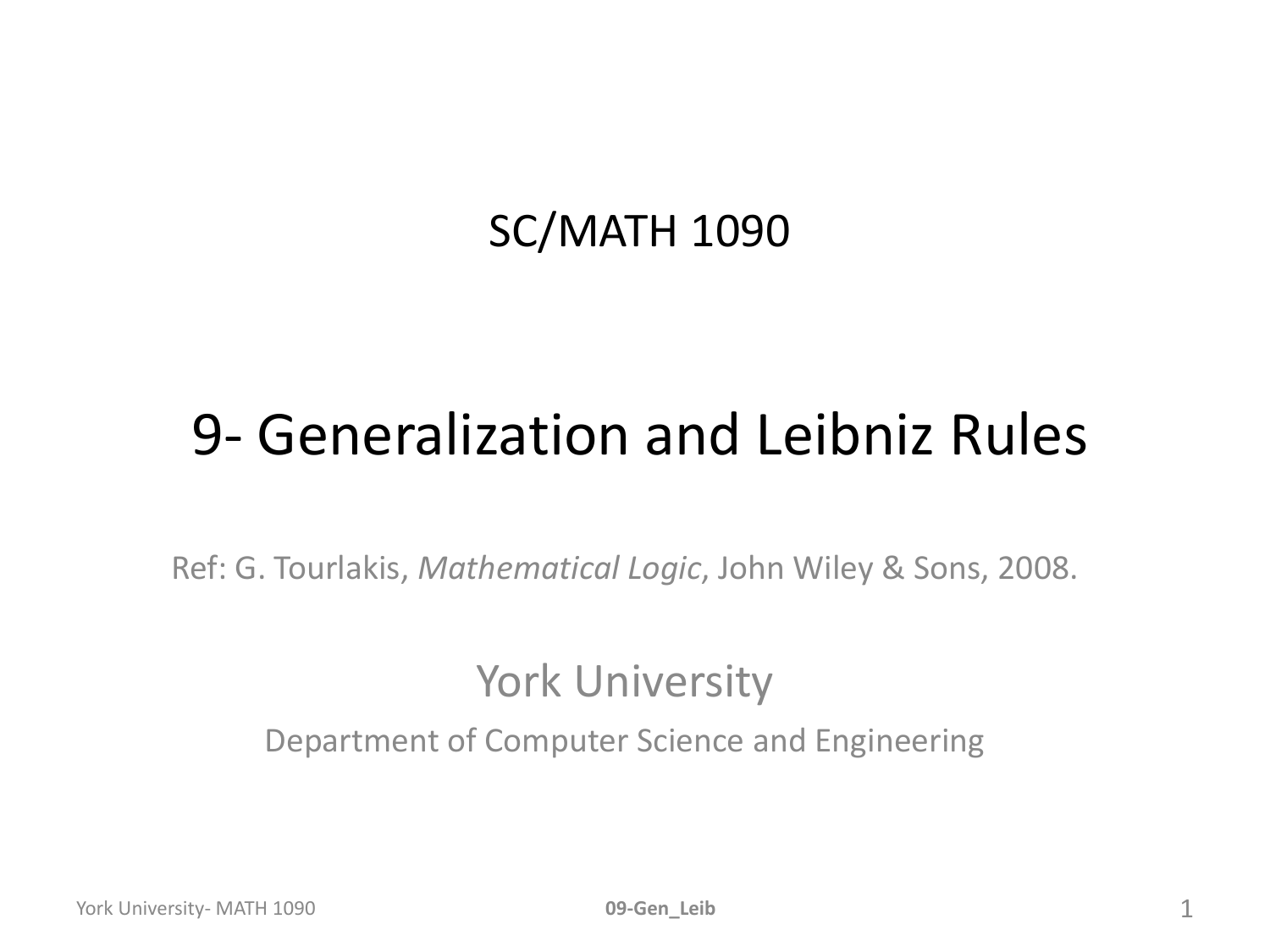SC/MATH 1090

# 9- Generalization and Leibniz Rules

Ref: G. Tourlakis, *Mathematical Logic*, John Wiley & Sons, 2008.

York University

Department of Computer Science and Engineering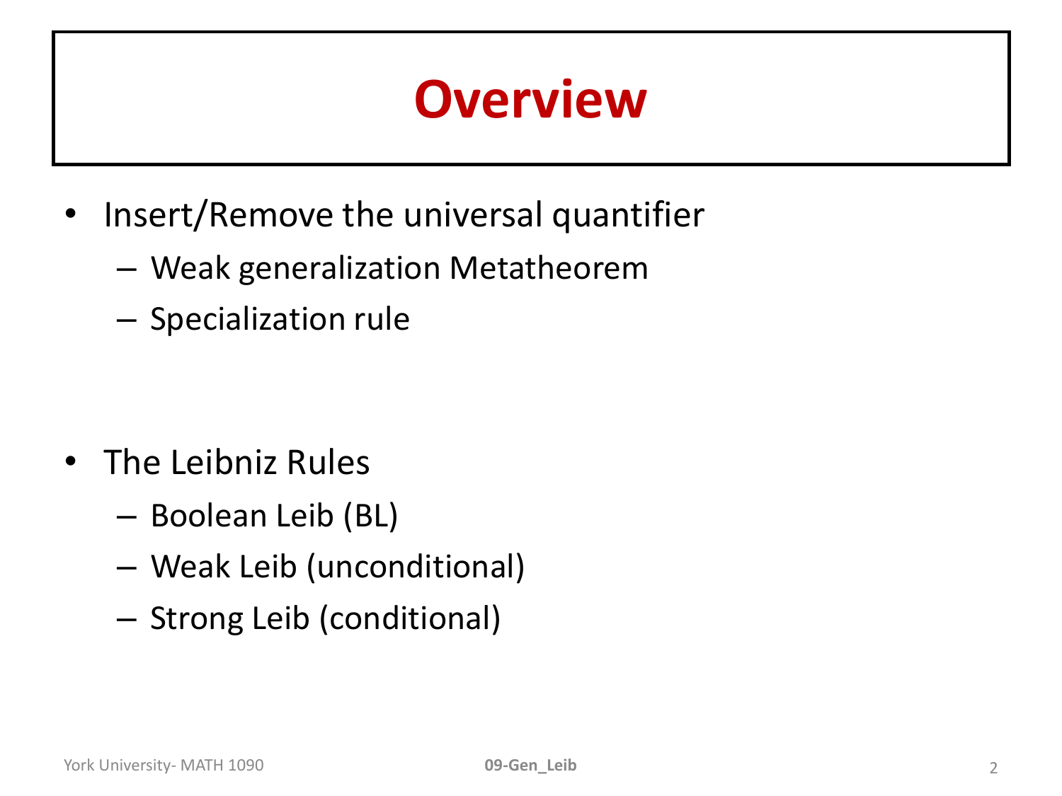# Overview

- Insert/Remove the universal quantifier
  - Weak generalization Metatheorem
  - Specialization rule

- The Leibniz Rules
  - Boolean Leib (BL)
  - Weak Leib (unconditional)
  - Strong Leib (conditional)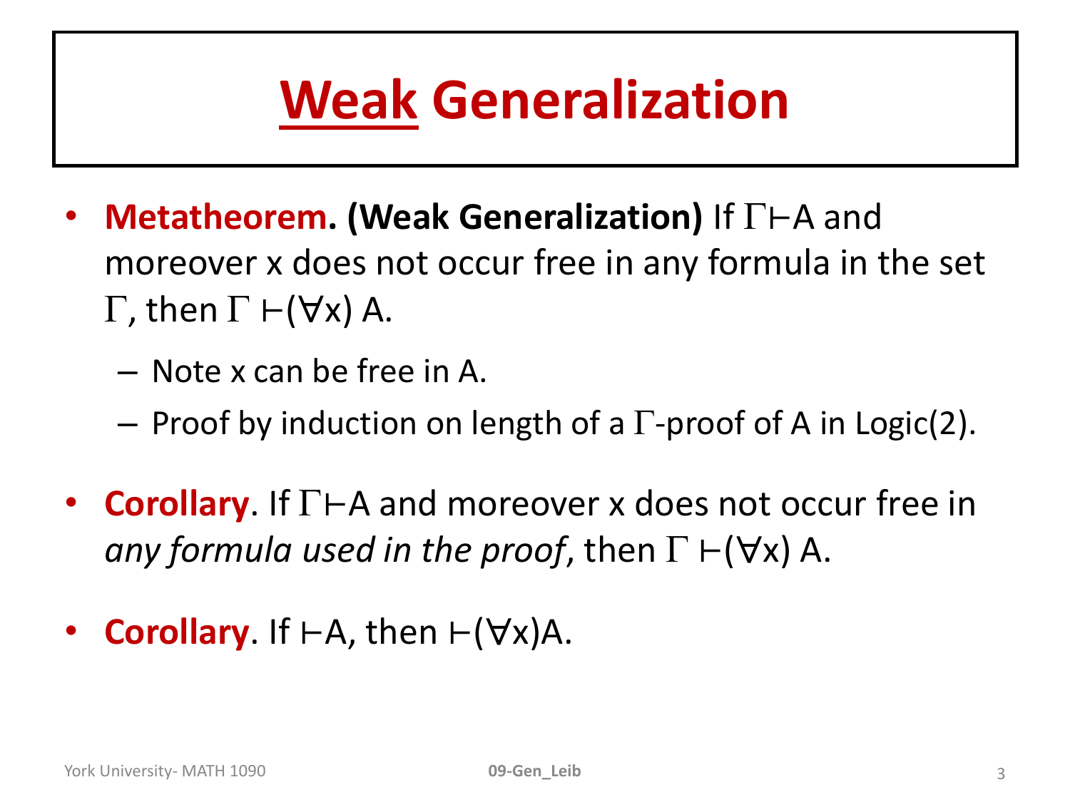# Weak Generalization

- **Metatheorem. (Weak Generalization)** If $\Gamma \vdash A$ and moreover x does not occur free in any formula in the set $\Gamma$, then $\Gamma \vdash (\forall x)\, A$.
  - Note x can be free in A.
  - Proof by induction on length of a $\Gamma$-proof of A in Logic(2).
- **Corollary**. If $\Gamma \vdash A$ and moreover x does not occur free in *any formula used in the proof*, then $\Gamma \vdash (\forall x)\, A$.
- **Corollary**. If $\vdash A$, then $\vdash (\forall x) A$.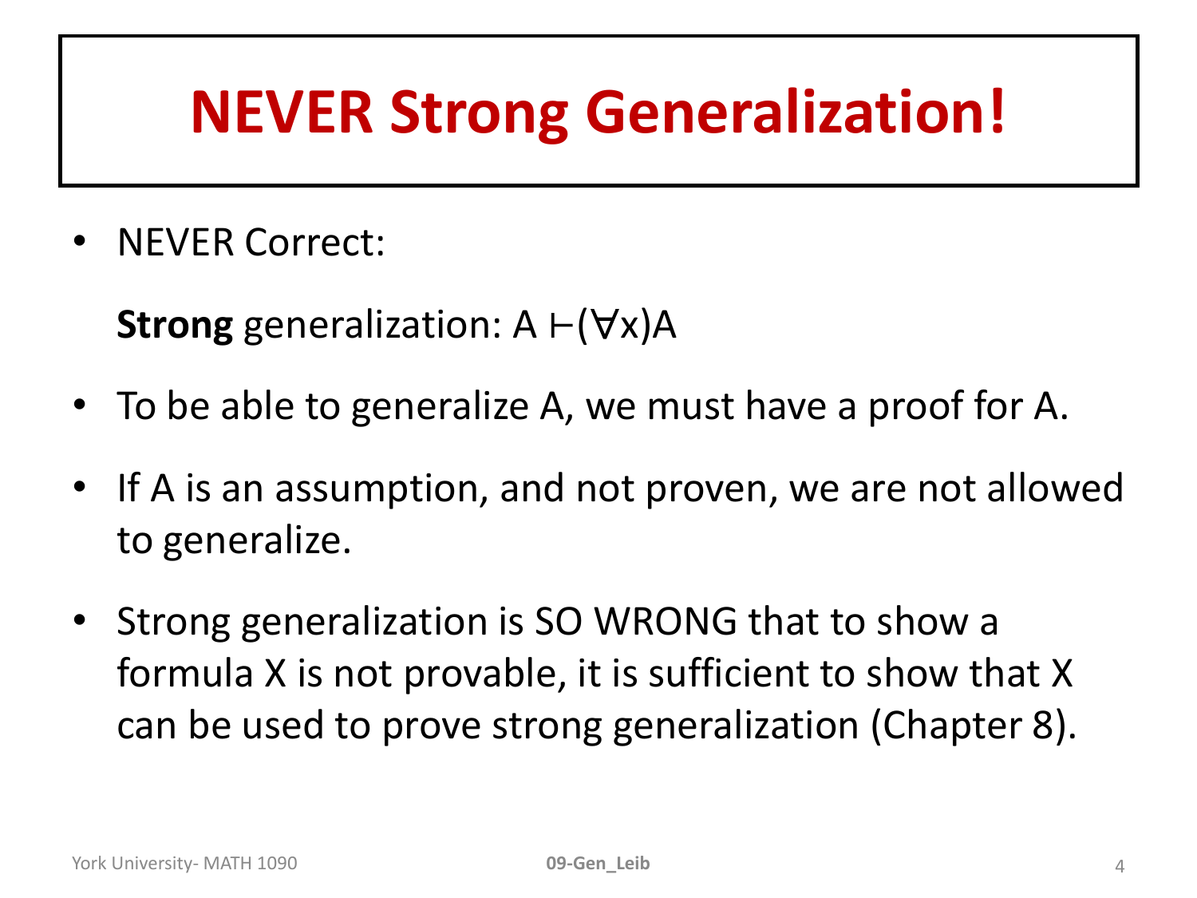# NEVER Strong Generalization!

- NEVER Correct:

  **Strong** generalization: $A \vdash (\forall x)A$

- To be able to generalize A, we must have a proof for A.
- If A is an assumption, and not proven, we are not allowed to generalize.
- Strong generalization is SO WRONG that to show a formula X is not provable, it is sufficient to show that X can be used to prove strong generalization (Chapter 8).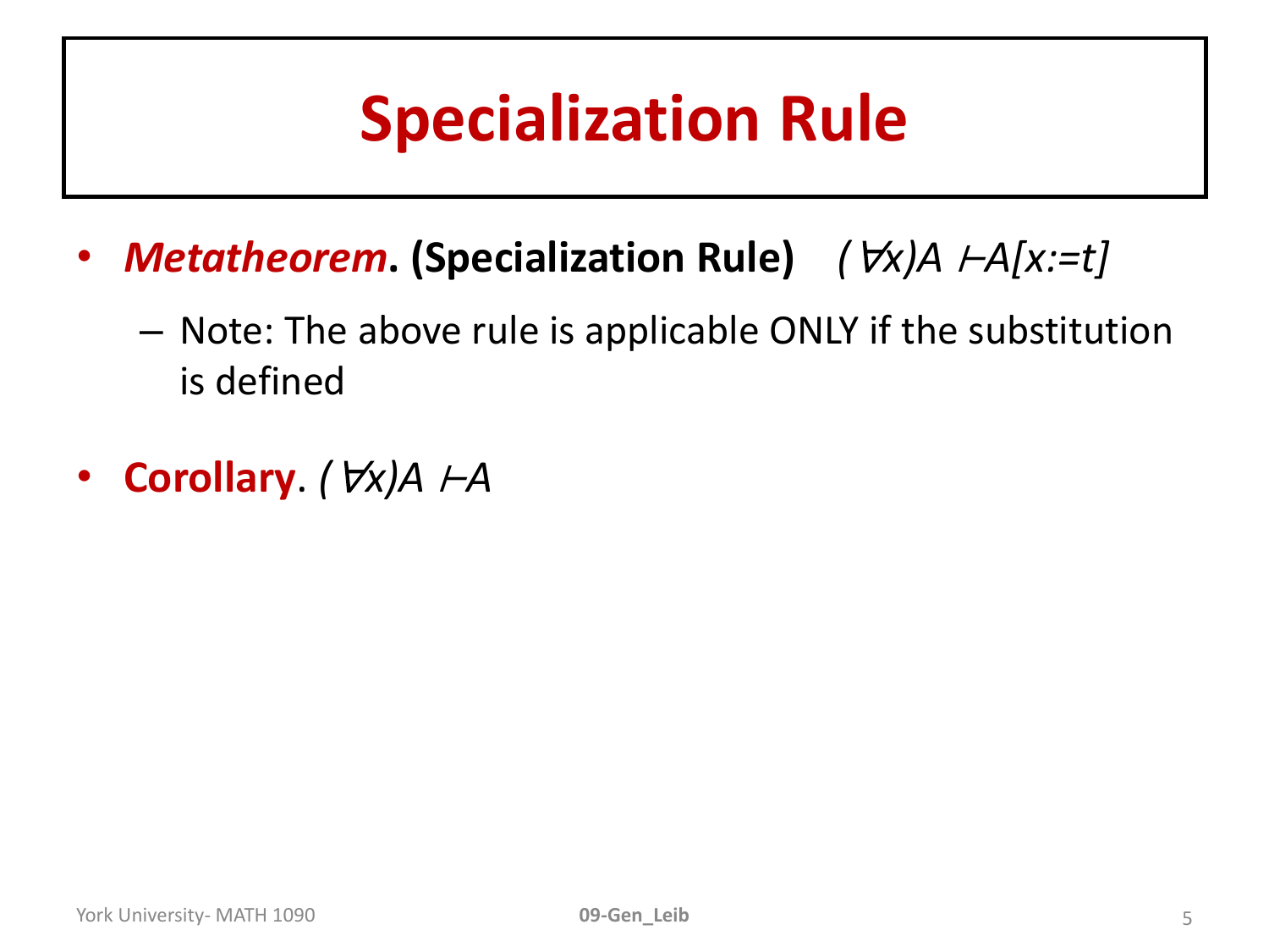# Specialization Rule

- ***Metatheorem*. (Specialization Rule)** $(\forall x)A \vdash A[x:=t]$
  - Note: The above rule is applicable ONLY if the substitution is defined
- **Corollary**. $(\forall x)A \vdash A$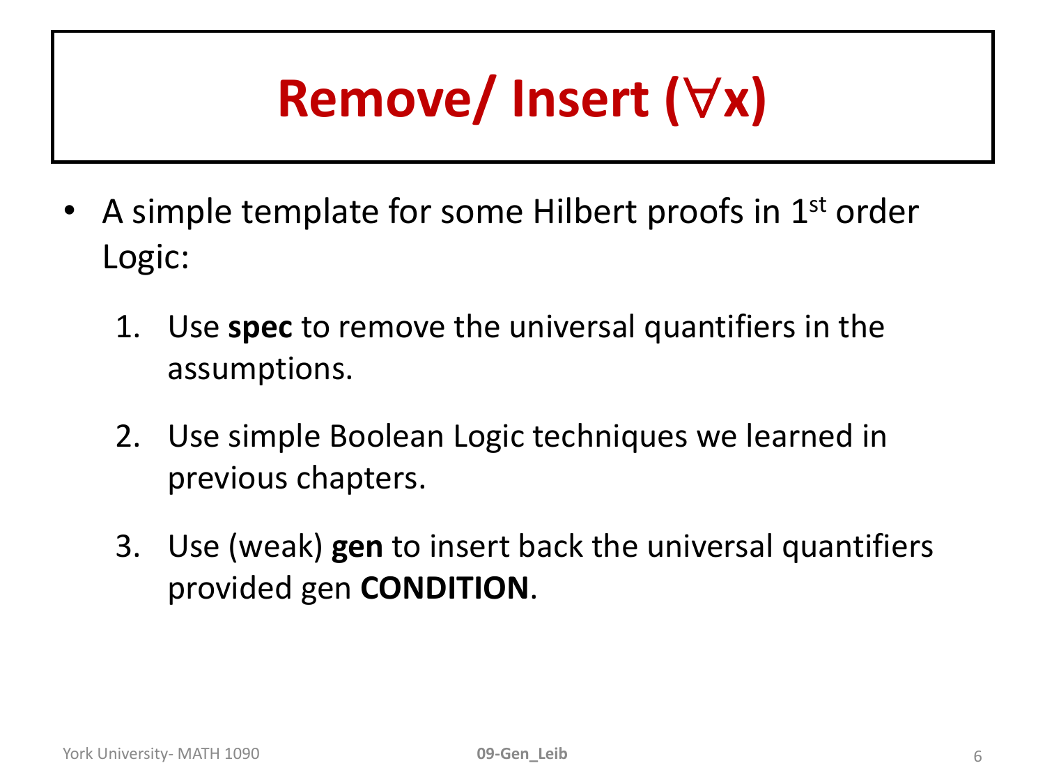# Remove/ Insert ($\forall x$)

- A simple template for some Hilbert proofs in 1st order Logic:
  1. Use **spec** to remove the universal quantifiers in the assumptions.
  2. Use simple Boolean Logic techniques we learned in previous chapters.
  3. Use (weak) **gen** to insert back the universal quantifiers provided gen **CONDITION**.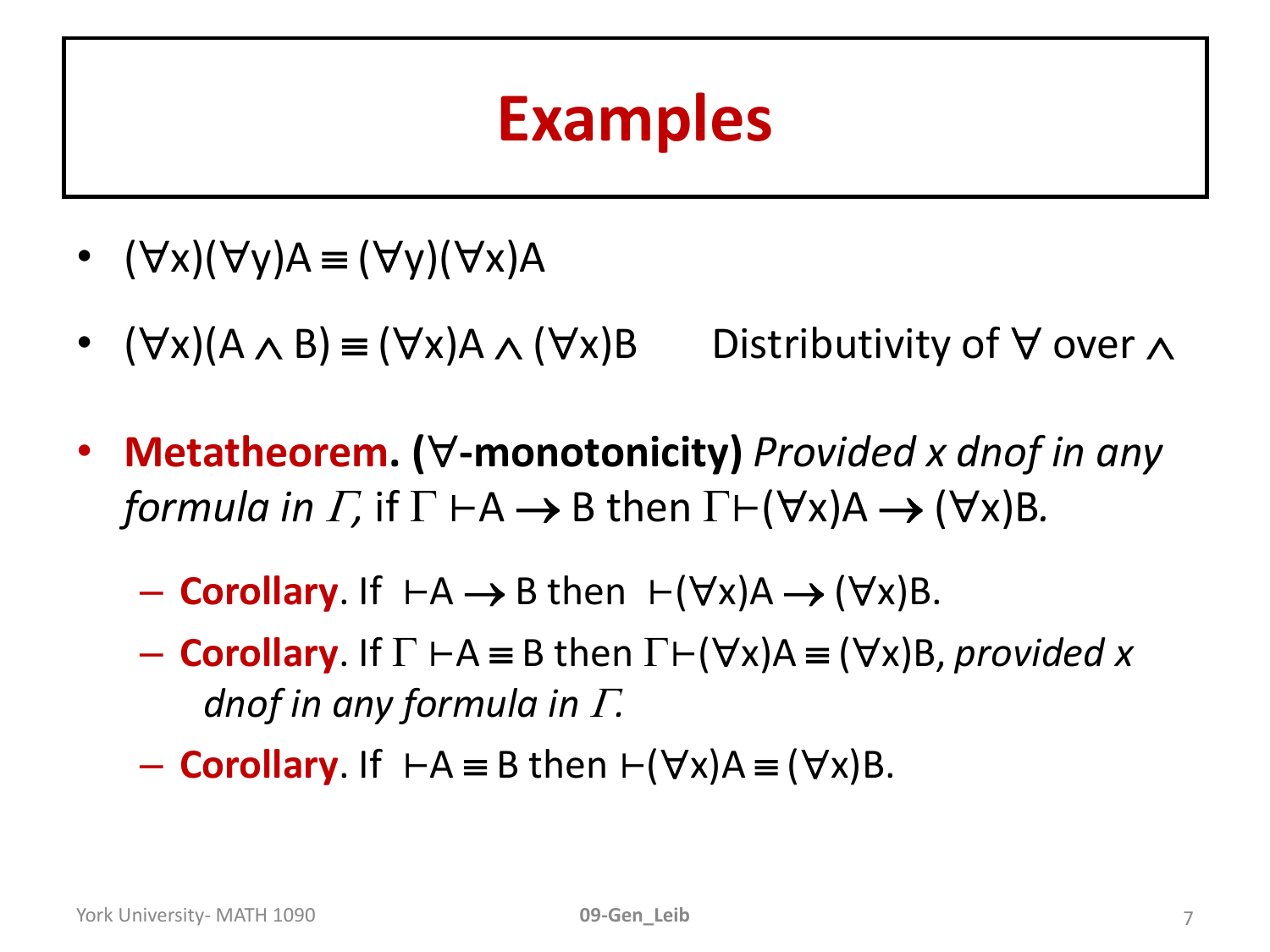# Examples

- $(\forall x)(\forall y)A \equiv (\forall y)(\forall x)A$
- $(\forall x)(A \wedge B) \equiv (\forall x)A \wedge (\forall x)B$ Distributivity of $\forall$ over $\wedge$
- **Metatheorem. ($\forall$-monotonicity)** *Provided x dnof in any formula in $\Gamma$,* if $\Gamma \vdash A \rightarrow B$ then $\Gamma \vdash (\forall x)A \rightarrow (\forall x)B$.
  - **Corollary**. If $\vdash A \rightarrow B$ then $\vdash (\forall x)A \rightarrow (\forall x)B$.
  - **Corollary**. If $\Gamma \vdash A \equiv B$ then $\Gamma \vdash (\forall x)A \equiv (\forall x)B$, *provided x dnof in any formula in $\Gamma$.*
  - **Corollary**. If $\vdash A \equiv B$ then $\vdash (\forall x)A \equiv (\forall x)B$.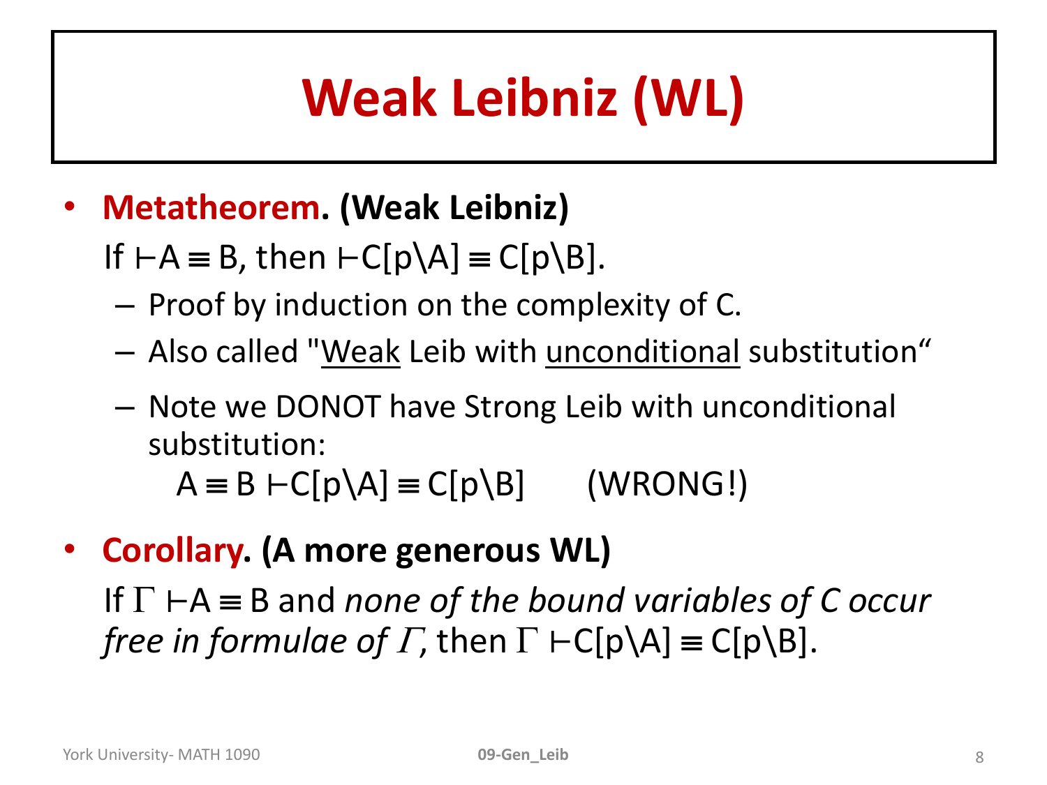# Weak Leibniz (WL)

- **Metatheorem. (Weak Leibniz)**

  If $\vdash A \equiv B$, then $\vdash C[p\backslash A] \equiv C[p\backslash B]$.

  - Proof by induction on the complexity of C.
  - Also called "Weak Leib with unconditional substitution"
  - Note we DONOT have Strong Leib with unconditional substitution:

    $A \equiv B \vdash C[p\backslash A] \equiv C[p\backslash B]$ (WRONG!)

- **Corollary. (A more generous WL)**

  If $\Gamma \vdash A \equiv B$ and *none of the bound variables of C occur free in formulae of $\Gamma$*, then $\Gamma \vdash C[p\backslash A] \equiv C[p\backslash B]$.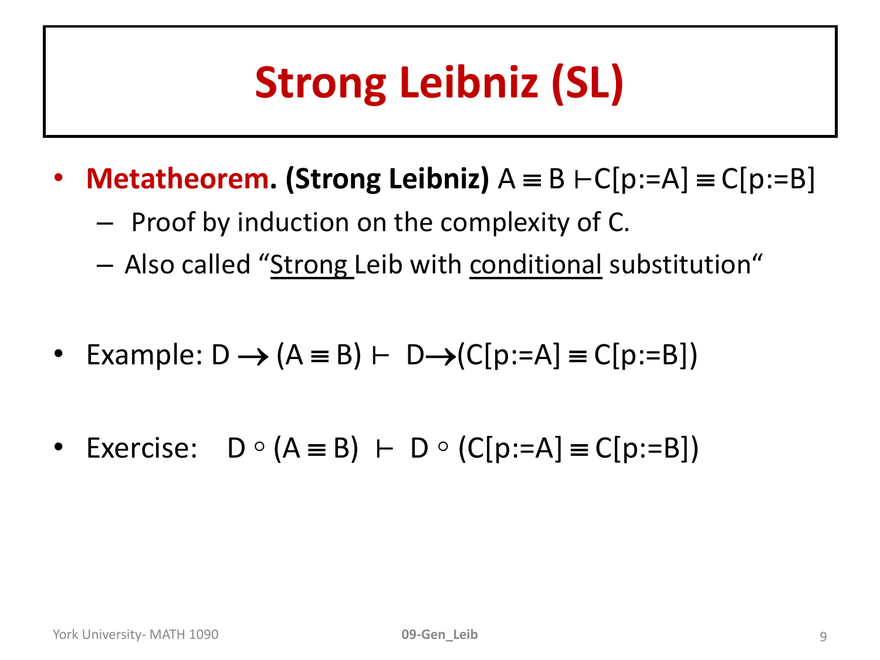# Strong Leibniz (SL)

- **Metatheorem. (Strong Leibniz)** $A \equiv B \vdash C[p:=A] \equiv C[p:=B]$
  - Proof by induction on the complexity of C.
  - Also called "Strong Leib with conditional substitution"

- Example: $D \rightarrow (A \equiv B) \vdash D \rightarrow (C[p:=A] \equiv C[p:=B])$

- Exercise: $D \circ (A \equiv B) \vdash D \circ (C[p:=A] \equiv C[p:=B])$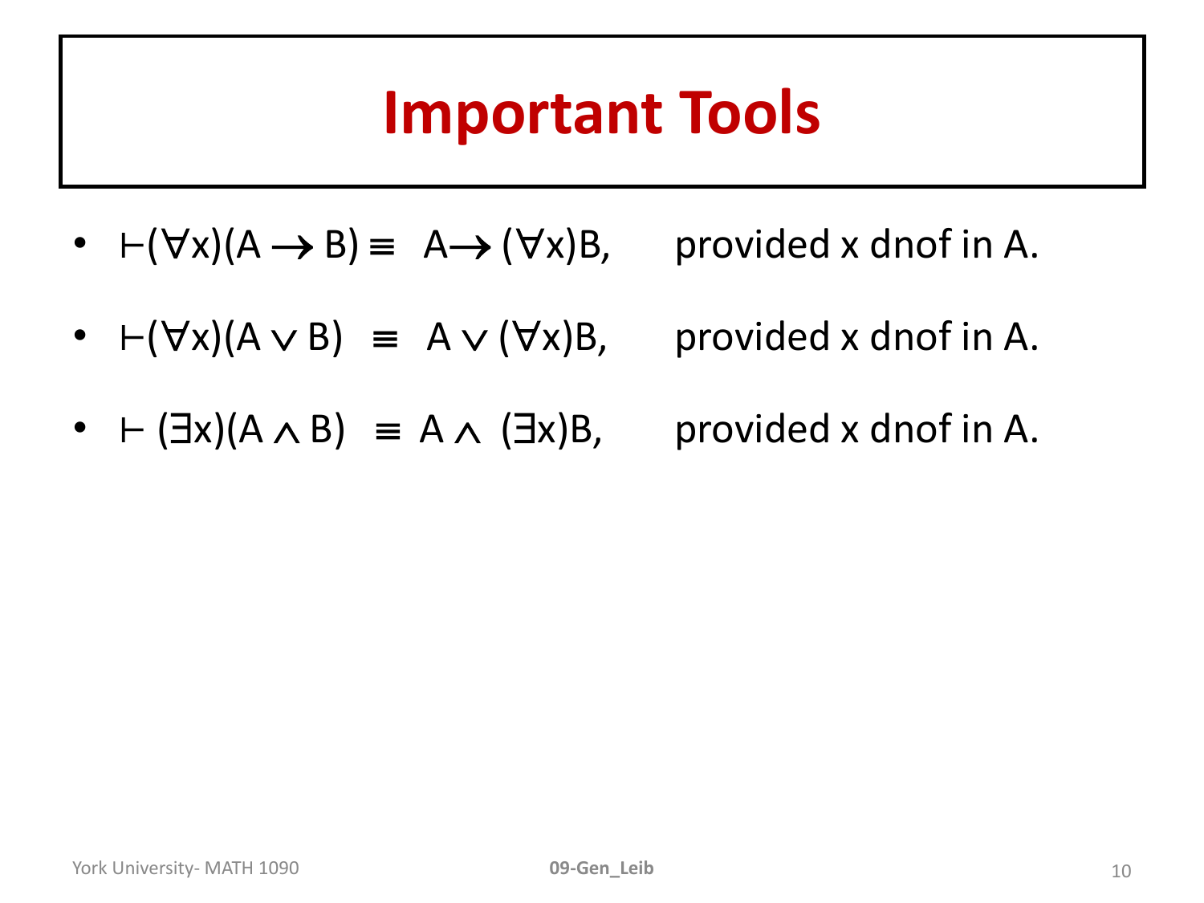# Important Tools

- $\vdash (\forall x)(A \rightarrow B) \equiv A \rightarrow (\forall x)B$, provided x dnof in A.
- $\vdash (\forall x)(A \vee B) \equiv A \vee (\forall x)B$, provided x dnof in A.
- $\vdash (\exists x)(A \wedge B) \equiv A \wedge (\exists x)B$, provided x dnof in A.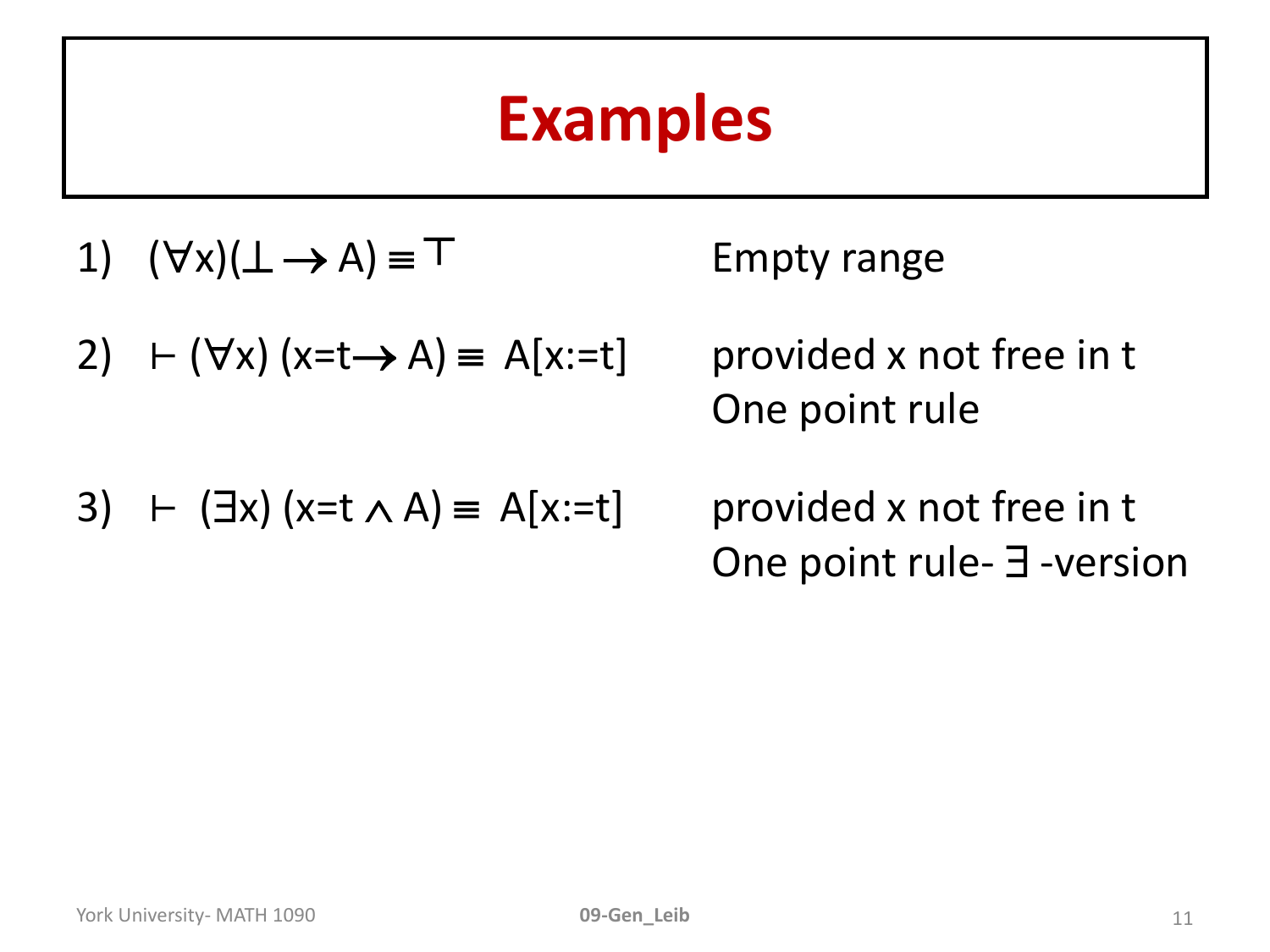# Examples

1) $(\forall x)(\bot \rightarrow A) \equiv \top$ — Empty range

2) $\vdash (\forall x)\,(x=t \rightarrow A) \equiv A[x:=t]$ — provided x not free in t
   One point rule

3) $\vdash (\exists x)\,(x=t \wedge A) \equiv A[x:=t]$ — provided x not free in t
   One point rule- $\exists$ -version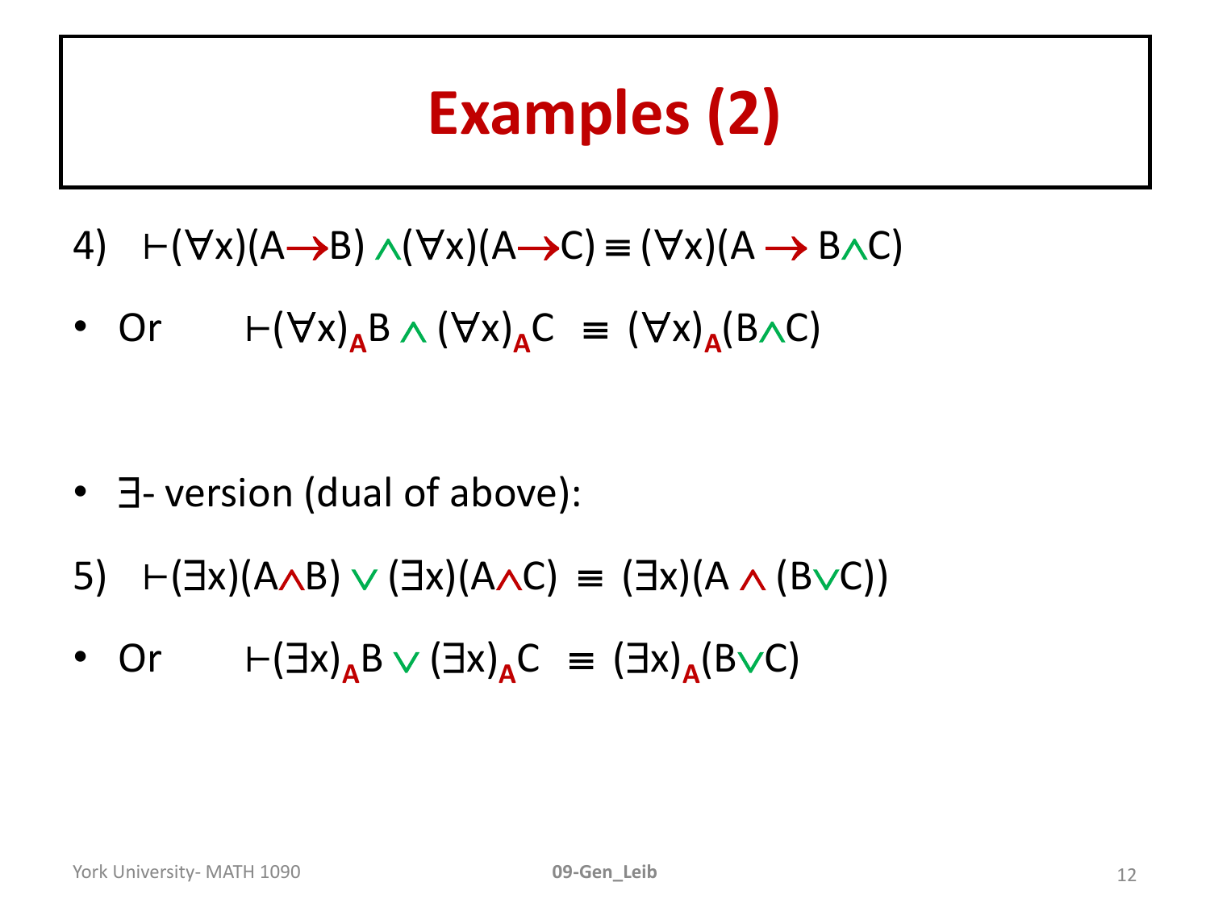# Examples (2)

4) $\vdash (\forall x)(A \rightarrow B) \wedge (\forall x)(A \rightarrow C) \equiv (\forall x)(A \rightarrow B \wedge C)$

- Or $\quad \vdash (\forall x)_{A} B \wedge (\forall x)_{A} C \equiv (\forall x)_{A}(B \wedge C)$

- $\exists$- version (dual of above):

5) $\vdash (\exists x)(A \wedge B) \vee (\exists x)(A \wedge C) \equiv (\exists x)(A \wedge (B \vee C))$

- Or $\quad \vdash (\exists x)_{A} B \vee (\exists x)_{A} C \equiv (\exists x)_{A}(B \vee C)$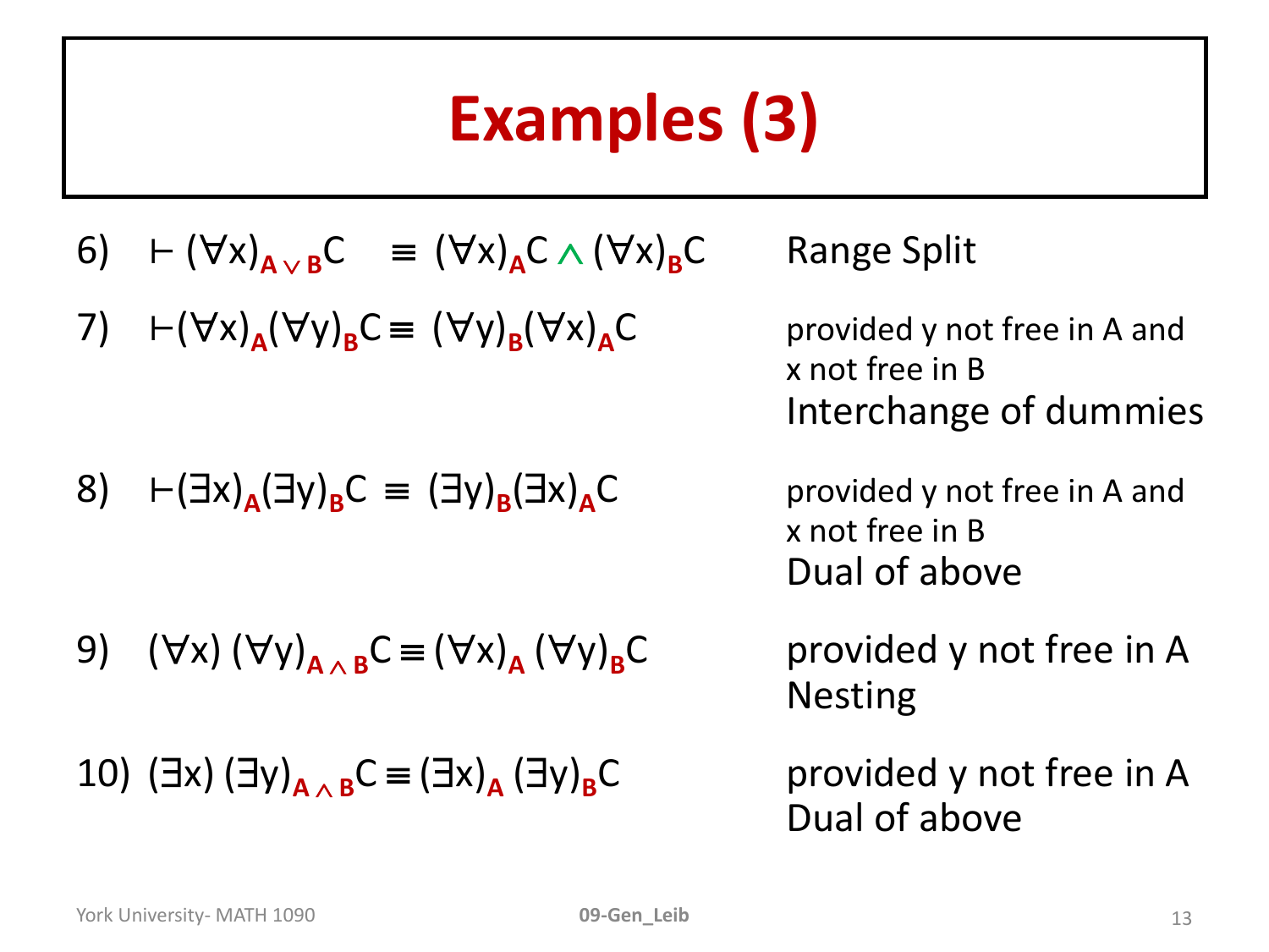# Examples (3)

6) $\vdash (\forall x)_{A \vee B} C \equiv (\forall x)_A C \wedge (\forall x)_B C$ — Range Split

7) $\vdash (\forall x)_A (\forall y)_B C \equiv (\forall y)_B (\forall x)_A C$ — provided y not free in A and x not free in B
Interchange of dummies

8) $\vdash (\exists x)_A (\exists y)_B C \equiv (\exists y)_B (\exists x)_A C$ — provided y not free in A and x not free in B
Dual of above

9) $(\forall x) (\forall y)_{A \wedge B} C \equiv (\forall x)_A (\forall y)_B C$ — provided y not free in A
Nesting

10) $(\exists x) (\exists y)_{A \wedge B} C \equiv (\exists x)_A (\exists y)_B C$ — provided y not free in A
Dual of above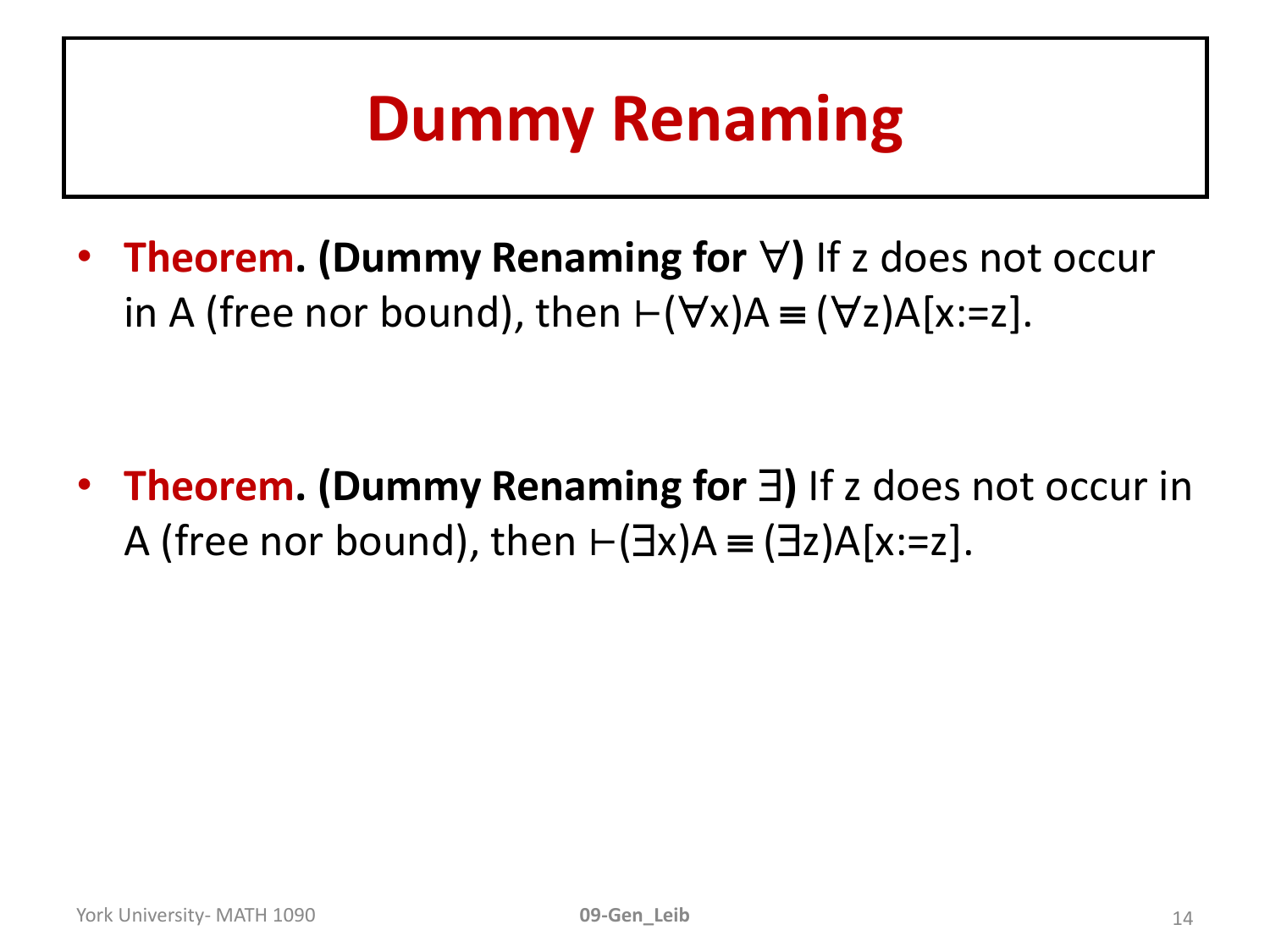# Dummy Renaming

- **Theorem. (Dummy Renaming for $\forall$)** If z does not occur in A (free nor bound), then $\vdash (\forall x)A \equiv (\forall z)A[x:=z]$.

- **Theorem. (Dummy Renaming for $\exists$)** If z does not occur in A (free nor bound), then $\vdash (\exists x)A \equiv (\exists z)A[x:=z]$.